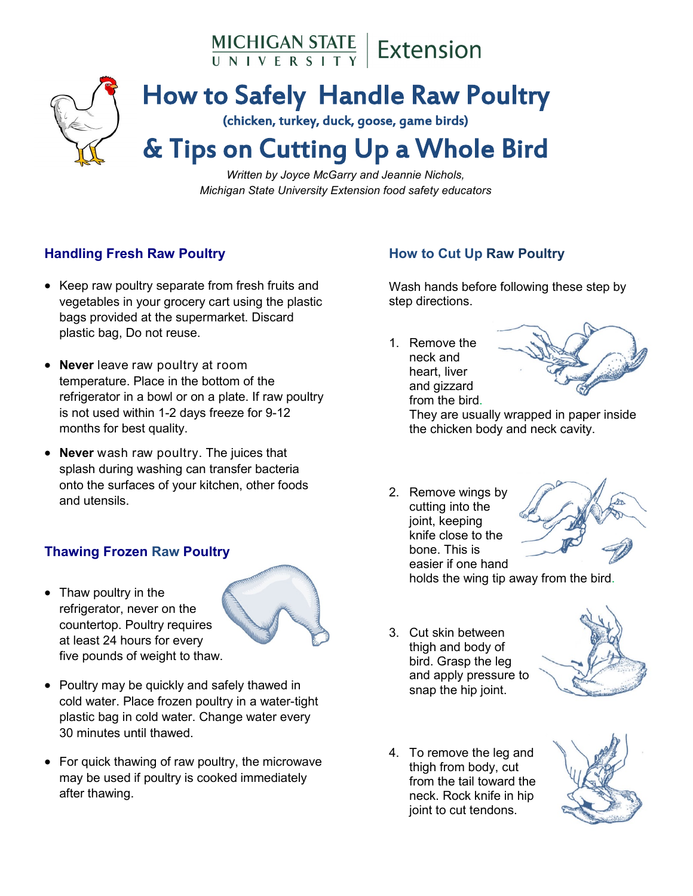Michigan State University Extension

# How to Safely Handle Raw Poultry

(chicken, turkey, duck, goose, game birds)

# & Tips on Cutting Up a Whole Bird

*Written by Joyce McGarry and Jeannie Nichols,*
*Michigan State University Extension food safety educators*

## Handling Fresh Raw Poultry

- Keep raw poultry separate from fresh fruits and vegetables in your grocery cart using the plastic bags provided at the supermarket. Discard plastic bag, Do not reuse.
- **Never** leave raw poultry at room temperature. Place in the bottom of the refrigerator in a bowl or on a plate. If raw poultry is not used within 1-2 days freeze for 9-12 months for best quality.
- **Never** wash raw poultry. The juices that splash during washing can transfer bacteria onto the surfaces of your kitchen, other foods and utensils.

## Thawing Frozen Raw Poultry

- Thaw poultry in the refrigerator, never on the countertop. Poultry requires at least 24 hours for every five pounds of weight to thaw.
- Poultry may be quickly and safely thawed in cold water. Place frozen poultry in a water-tight plastic bag in cold water. Change water every 30 minutes until thawed.
- For quick thawing of raw poultry, the microwave may be used if poultry is cooked immediately after thawing.

## How to Cut Up Raw Poultry

Wash hands before following these step by step directions.

1. Remove the neck and heart, liver and gizzard from the bird. They are usually wrapped in paper inside the chicken body and neck cavity.
2. Remove wings by cutting into the joint, keeping knife close to the bone. This is easier if one hand holds the wing tip away from the bird.
3. Cut skin between thigh and body of bird. Grasp the leg and apply pressure to snap the hip joint.
4. To remove the leg and thigh from body, cut from the tail toward the neck. Rock knife in hip joint to cut tendons.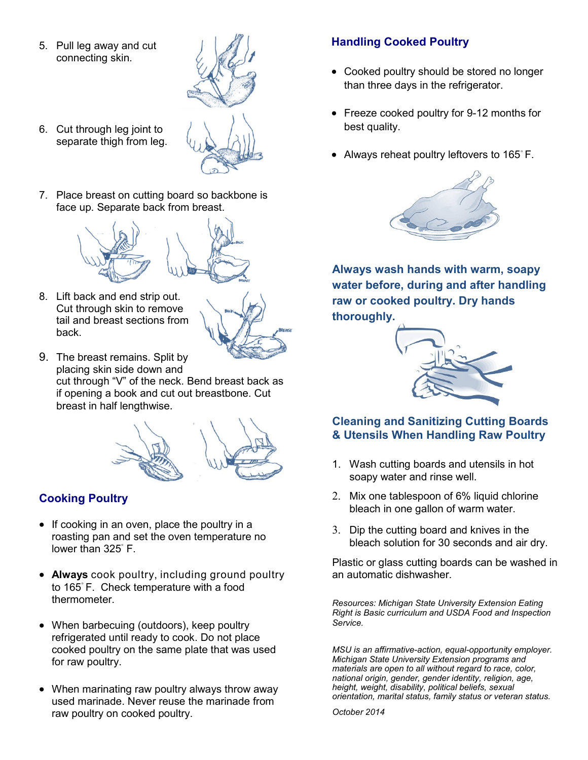5. Pull leg away and cut connecting skin.

6. Cut through leg joint to separate thigh from leg.

7. Place breast on cutting board so backbone is face up. Separate back from breast.

8. Lift back and end strip out. Cut through skin to remove tail and breast sections from back.

9. The breast remains. Split by placing skin side down and cut through "V" of the neck. Bend breast back as if opening a book and cut out breastbone. Cut breast in half lengthwise.

## Cooking Poultry

- If cooking in an oven, place the poultry in a roasting pan and set the oven temperature no lower than 325° F.
- **Always** cook poultry, including ground poultry to 165° F. Check temperature with a food thermometer.
- When barbecuing (outdoors), keep poultry refrigerated until ready to cook. Do not place cooked poultry on the same plate that was used for raw poultry.
- When marinating raw poultry always throw away used marinade. Never reuse the marinade from raw poultry on cooked poultry.

## Handling Cooked Poultry

- Cooked poultry should be stored no longer than three days in the refrigerator.
- Freeze cooked poultry for 9-12 months for best quality.
- Always reheat poultry leftovers to 165° F.

**Always wash hands with warm, soapy water before, during and after handling raw or cooked poultry. Dry hands thoroughly.**

## Cleaning and Sanitizing Cutting Boards & Utensils When Handling Raw Poultry

1. Wash cutting boards and utensils in hot soapy water and rinse well.
2. Mix one tablespoon of 6% liquid chlorine bleach in one gallon of warm water.
3. Dip the cutting board and knives in the bleach solution for 30 seconds and air dry.

Plastic or glass cutting boards can be washed in an automatic dishwasher.

*Resources: Michigan State University Extension Eating Right is Basic curriculum and USDA Food and Inspection Service.*

*MSU is an affirmative-action, equal-opportunity employer. Michigan State University Extension programs and materials are open to all without regard to race, color, national origin, gender, gender identity, religion, age, height, weight, disability, political beliefs, sexual orientation, marital status, family status or veteran status.*

*October 2014*